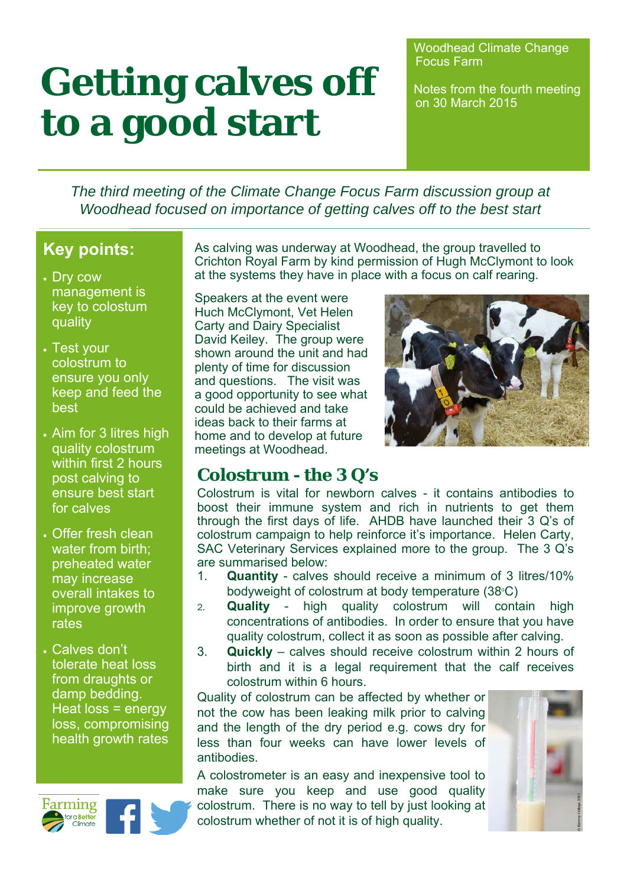# Getting calves off to a good start

Woodhead Climate Change Focus Farm

Notes from the fourth meeting on 30 March 2015

*The third meeting of the Climate Change Focus Farm discussion group at Woodhead focused on importance of getting calves off to the best start*

## Key points:

- Dry cow management is key to colostrum quality
- Test your colostrum to ensure you only keep and feed the best
- Aim for 3 litres high quality colostrum within first 2 hours post calving to ensure best start for calves
- Offer fresh clean water from birth; preheated water may increase overall intakes to improve growth rates
- Calves don't tolerate heat loss from draughts or damp bedding. Heat loss = energy loss, compromising health growth rates

As calving was underway at Woodhead, the group travelled to Crichton Royal Farm by kind permission of Hugh McClymont to look at the systems they have in place with a focus on calf rearing.

Speakers at the event were Huch McClymont, Vet Helen Carty and Dairy Specialist David Keiley. The group were shown around the unit and had plenty of time for discussion and questions. The visit was a good opportunity to see what could be achieved and take ideas back to their farms at home and to develop at future meetings at Woodhead.

## Colostrum - the 3 Q's

Colostrum is vital for newborn calves - it contains antibodies to boost their immune system and rich in nutrients to get them through the first days of life. AHDB have launched their 3 Q's of colostrum campaign to help reinforce it's importance. Helen Carty, SAC Veterinary Services explained more to the group. The 3 Q's are summarised below:

1. **Quantity** - calves should receive a minimum of 3 litres/10% bodyweight of colostrum at body temperature (38°C)
2. **Quality** - high quality colostrum will contain high concentrations of antibodies. In order to ensure that you have quality colostrum, collect it as soon as possible after calving.
3. **Quickly** – calves should receive colostrum within 2 hours of birth and it is a legal requirement that the calf receives colostrum within 6 hours.

Quality of colostrum can be affected by whether or not the cow has been leaking milk prior to calving and the length of the dry period e.g. cows dry for less than four weeks can have lower levels of antibodies.

A colostrometer is an easy and inexpensive tool to make sure you keep and use good quality colostrum. There is no way to tell by just looking at colostrum whether of not it is of high quality.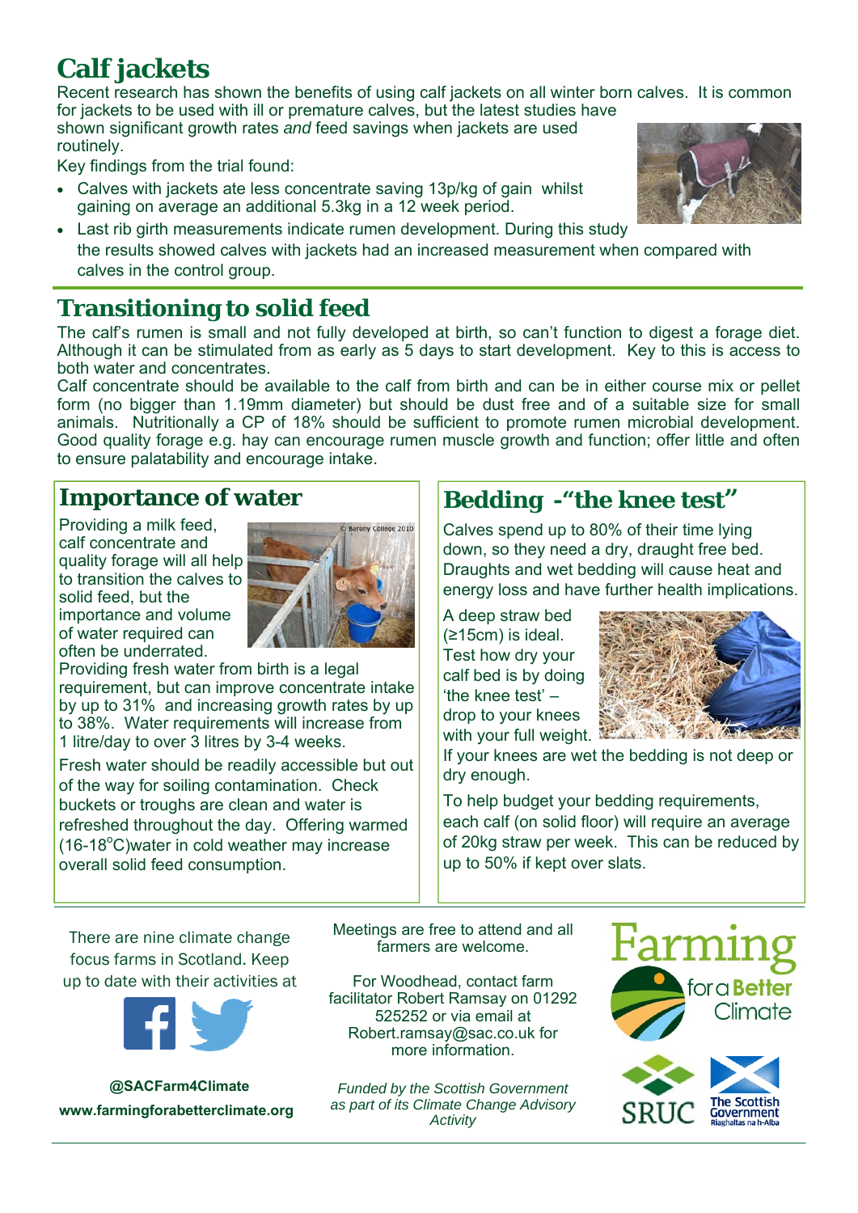## Calf jackets

Recent research has shown the benefits of using calf jackets on all winter born calves. It is common for jackets to be used with ill or premature calves, but the latest studies have shown significant growth rates *and* feed savings when jackets are used routinely.

Key findings from the trial found:

- Calves with jackets ate less concentrate saving 13p/kg of gain whilst gaining on average an additional 5.3kg in a 12 week period.
- Last rib girth measurements indicate rumen development. During this study the results showed calves with jackets had an increased measurement when compared with calves in the control group.

## Transitioning to solid feed

The calf's rumen is small and not fully developed at birth, so can't function to digest a forage diet. Although it can be stimulated from as early as 5 days to start development. Key to this is access to both water and concentrates.

Calf concentrate should be available to the calf from birth and can be in either course mix or pellet form (no bigger than 1.19mm diameter) but should be dust free and of a suitable size for small animals. Nutritionally a CP of 18% should be sufficient to promote rumen microbial development. Good quality forage e.g. hay can encourage rumen muscle growth and function; offer little and often to ensure palatability and encourage intake.

## Importance of water

Providing a milk feed, calf concentrate and quality forage will all help to transition the calves to solid feed, but the importance and volume of water required can often be underrated.

Providing fresh water from birth is a legal requirement, but can improve concentrate intake by up to 31% and increasing growth rates by up to 38%. Water requirements will increase from 1 litre/day to over 3 litres by 3-4 weeks.

Fresh water should be readily accessible but out of the way for soiling contamination. Check buckets or troughs are clean and water is refreshed throughout the day. Offering warmed (16-18°C)water in cold weather may increase overall solid feed consumption.

## Bedding -"the knee test"

Calves spend up to 80% of their time lying down, so they need a dry, draught free bed. Draughts and wet bedding will cause heat and energy loss and have further health implications.

A deep straw bed (≥15cm) is ideal. Test how dry your calf bed is by doing 'the knee test' – drop to your knees with your full weight. If your knees are wet the bedding is not deep or dry enough.

To help budget your bedding requirements, each calf (on solid floor) will require an average of 20kg straw per week. This can be reduced by up to 50% if kept over slats.

There are nine climate change focus farms in Scotland. Keep up to date with their activities at

**@SACFarm4Climate**

**www.farmingforabetterclimate.org**

Meetings are free to attend and all farmers are welcome.

For Woodhead, contact farm facilitator Robert Ramsay on 01292 525252 or via email at Robert.ramsay@sac.co.uk for more information.

*Funded by the Scottish Government as part of its Climate Change Advisory Activity*